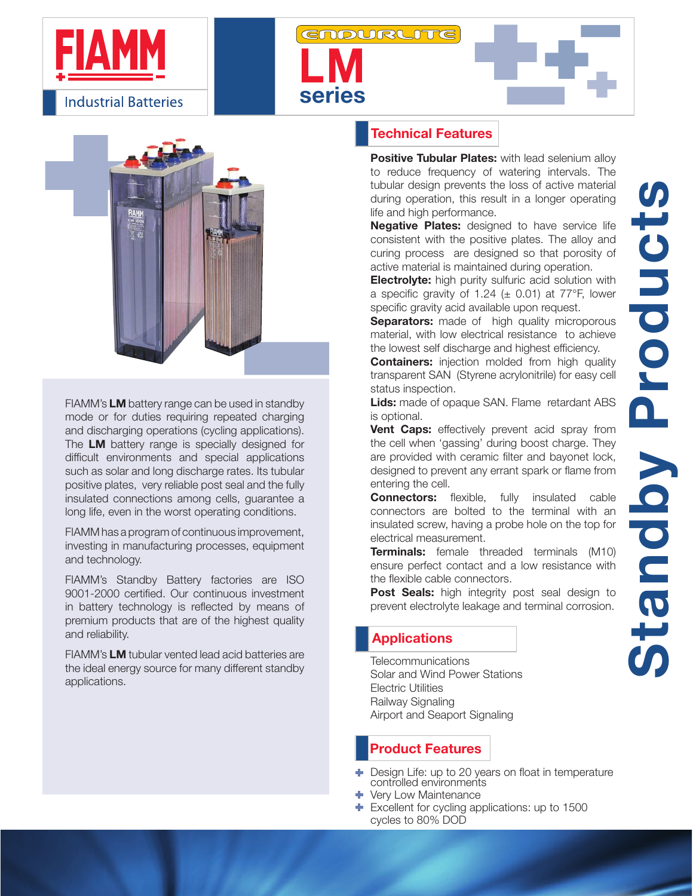# FIAMM

Industrial Batteries

ENDURLITE

# LM series

Standby Products

FIAMM's **LM** battery range can be used in standby mode or for duties requiring repeated charging and discharging operations (cycling applications). The **LM** battery range is specially designed for difficult environments and special applications such as solar and long discharge rates. Its tubular positive plates, very reliable post seal and the fully insulated connections among cells, guarantee a long life, even in the worst operating conditions.

FIAMM has a program of continuous improvement, investing in manufacturing processes, equipment and technology.

FIAMM's Standby Battery factories are ISO 9001-2000 certified. Our continuous investment in battery technology is reflected by means of premium products that are of the highest quality and reliability.

FIAMM's **LM** tubular vented lead acid batteries are the ideal energy source for many different standby applications.

## Technical Features

**Positive Tubular Plates:** with lead selenium alloy to reduce frequency of watering intervals. The tubular design prevents the loss of active material during operation, this result in a longer operating life and high performance.

**Negative Plates:** designed to have service life consistent with the positive plates. The alloy and curing process are designed so that porosity of active material is maintained during operation.

**Electrolyte:** high purity sulfuric acid solution with a specific gravity of 1.24 (± 0.01) at 77°F, lower specific gravity acid available upon request.

**Separators:** made of high quality microporous material, with low electrical resistance to achieve the lowest self discharge and highest efficiency.

**Containers:** injection molded from high quality transparent SAN (Styrene acrylonitrile) for easy cell status inspection.

**Lids:** made of opaque SAN. Flame retardant ABS is optional.

**Vent Caps:** effectively prevent acid spray from the cell when 'gassing' during boost charge. They are provided with ceramic filter and bayonet lock, designed to prevent any errant spark or flame from entering the cell.

**Connectors:** flexible, fully insulated cable connectors are bolted to the terminal with an insulated screw, having a probe hole on the top for electrical measurement.

**Terminals:** female threaded terminals (M10) ensure perfect contact and a low resistance with the flexible cable connectors.

**Post Seals:** high integrity post seal design to prevent electrolyte leakage and terminal corrosion.

## Applications

Telecommunications
Solar and Wind Power Stations
Electric Utilities
Railway Signaling
Airport and Seaport Signaling

## Product Features

- Design Life: up to 20 years on float in temperature controlled environments
- Very Low Maintenance
- Excellent for cycling applications: up to 1500 cycles to 80% DOD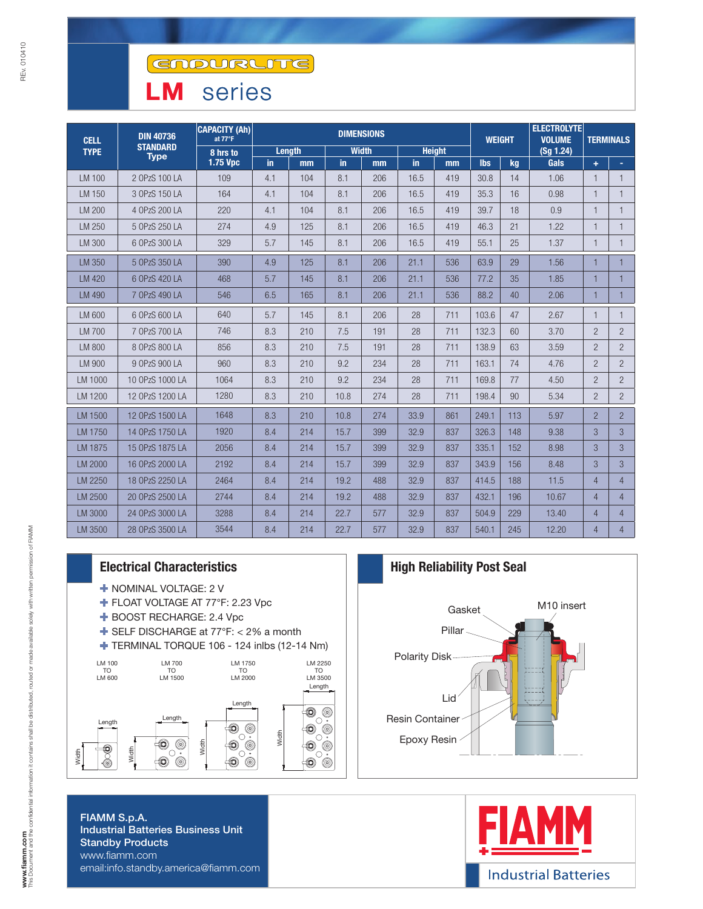# ENDURLITE

# LM series

| CELL TYPE | DIN 40736 STANDARD Type | CAPACITY (Ah) at 77°F | DIMENSIONS | | | | | | WEIGHT | | ELECTROLYTE VOLUME (Sg 1.24) | TERMINALS | |
|---|---|---|---|---|---|---|---|---|---|---|---|---|---|
| | | 8 hrs to 1.75 Vpc | Length | | Width | | Height | | | | | | |
| | | | in | mm | in | mm | in | mm | lbs | kg | Gals | + | - |
| LM 100 | 2 OPzS 100 LA | 109 | 4.1 | 104 | 8.1 | 206 | 16.5 | 419 | 30.8 | 14 | 1.06 | 1 | 1 |
| LM 150 | 3 OPzS 150 LA | 164 | 4.1 | 104 | 8.1 | 206 | 16.5 | 419 | 35.3 | 16 | 0.98 | 1 | 1 |
| LM 200 | 4 OPzS 200 LA | 220 | 4.1 | 104 | 8.1 | 206 | 16.5 | 419 | 39.7 | 18 | 0.9 | 1 | 1 |
| LM 250 | 5 OPzS 250 LA | 274 | 4.9 | 125 | 8.1 | 206 | 16.5 | 419 | 46.3 | 21 | 1.22 | 1 | 1 |
| LM 300 | 6 OPzS 300 LA | 329 | 5.7 | 145 | 8.1 | 206 | 16.5 | 419 | 55.1 | 25 | 1.37 | 1 | 1 |
| LM 350 | 5 OPzS 350 LA | 390 | 4.9 | 125 | 8.1 | 206 | 21.1 | 536 | 63.9 | 29 | 1.56 | 1 | 1 |
| LM 420 | 6 OPzS 420 LA | 468 | 5.7 | 145 | 8.1 | 206 | 21.1 | 536 | 77.2 | 35 | 1.85 | 1 | 1 |
| LM 490 | 7 OPzS 490 LA | 546 | 6.5 | 165 | 8.1 | 206 | 21.1 | 536 | 88.2 | 40 | 2.06 | 1 | 1 |
| LM 600 | 6 OPzS 600 LA | 640 | 5.7 | 145 | 8.1 | 206 | 28 | 711 | 103.6 | 47 | 2.67 | 1 | 1 |
| LM 700 | 7 OPzS 700 LA | 746 | 8.3 | 210 | 7.5 | 191 | 28 | 711 | 132.3 | 60 | 3.70 | 2 | 2 |
| LM 800 | 8 OPzS 800 LA | 856 | 8.3 | 210 | 7.5 | 191 | 28 | 711 | 138.9 | 63 | 3.59 | 2 | 2 |
| LM 900 | 9 OPzS 900 LA | 960 | 8.3 | 210 | 9.2 | 234 | 28 | 711 | 163.1 | 74 | 4.76 | 2 | 2 |
| LM 1000 | 10 OPzS 1000 LA | 1064 | 8.3 | 210 | 9.2 | 234 | 28 | 711 | 169.8 | 77 | 4.50 | 2 | 2 |
| LM 1200 | 12 OPzS 1200 LA | 1280 | 8.3 | 210 | 10.8 | 274 | 28 | 711 | 198.4 | 90 | 5.34 | 2 | 2 |
| LM 1500 | 12 OPzS 1500 LA | 1648 | 8.3 | 210 | 10.8 | 274 | 33.9 | 861 | 249.1 | 113 | 5.97 | 2 | 2 |
| LM 1750 | 14 OPzS 1750 LA | 1920 | 8.4 | 214 | 15.7 | 399 | 32.9 | 837 | 326.3 | 148 | 9.38 | 3 | 3 |
| LM 1875 | 15 OPzS 1875 LA | 2056 | 8.4 | 214 | 15.7 | 399 | 32.9 | 837 | 335.1 | 152 | 8.98 | 3 | 3 |
| LM 2000 | 16 OPzS 2000 LA | 2192 | 8.4 | 214 | 15.7 | 399 | 32.9 | 837 | 343.9 | 156 | 8.48 | 3 | 3 |
| LM 2250 | 18 OPzS 2250 LA | 2464 | 8.4 | 214 | 19.2 | 488 | 32.9 | 837 | 414.5 | 188 | 11.5 | 4 | 4 |
| LM 2500 | 20 OPzS 2500 LA | 2744 | 8.4 | 214 | 19.2 | 488 | 32.9 | 837 | 432.1 | 196 | 10.67 | 4 | 4 |
| LM 3000 | 24 OPzS 3000 LA | 3288 | 8.4 | 214 | 22.7 | 577 | 32.9 | 837 | 504.9 | 229 | 13.40 | 4 | 4 |
| LM 3500 | 28 OPzS 3500 LA | 3544 | 8.4 | 214 | 22.7 | 577 | 32.9 | 837 | 540.1 | 245 | 12.20 | 4 | 4 |

## Electrical Characteristics

- NOMINAL VOLTAGE: 2 V
- FLOAT VOLTAGE AT 77°F: 2.23 Vpc
- BOOST RECHARGE: 2.4 Vpc
- SELF DISCHARGE at 77°F: < 2% a month
- TERMINAL TORQUE 106 - 124 inlbs (12-14 Nm)

LM 100 TO LM 600 — LM 700 TO LM 1500 — LM 1750 TO LM 2000 — LM 2250 TO LM 3500

Length, Width

## High Reliability Post Seal

Gasket, M10 insert, Pillar, Polarity Disk, Lid, Resin Container, Epoxy Resin

**FIAMM S.p.A.**
**Industrial Batteries Business Unit**
**Standby Products**
www.fiamm.com
email:info.standby.america@fiamm.com

FIAMM Industrial Batteries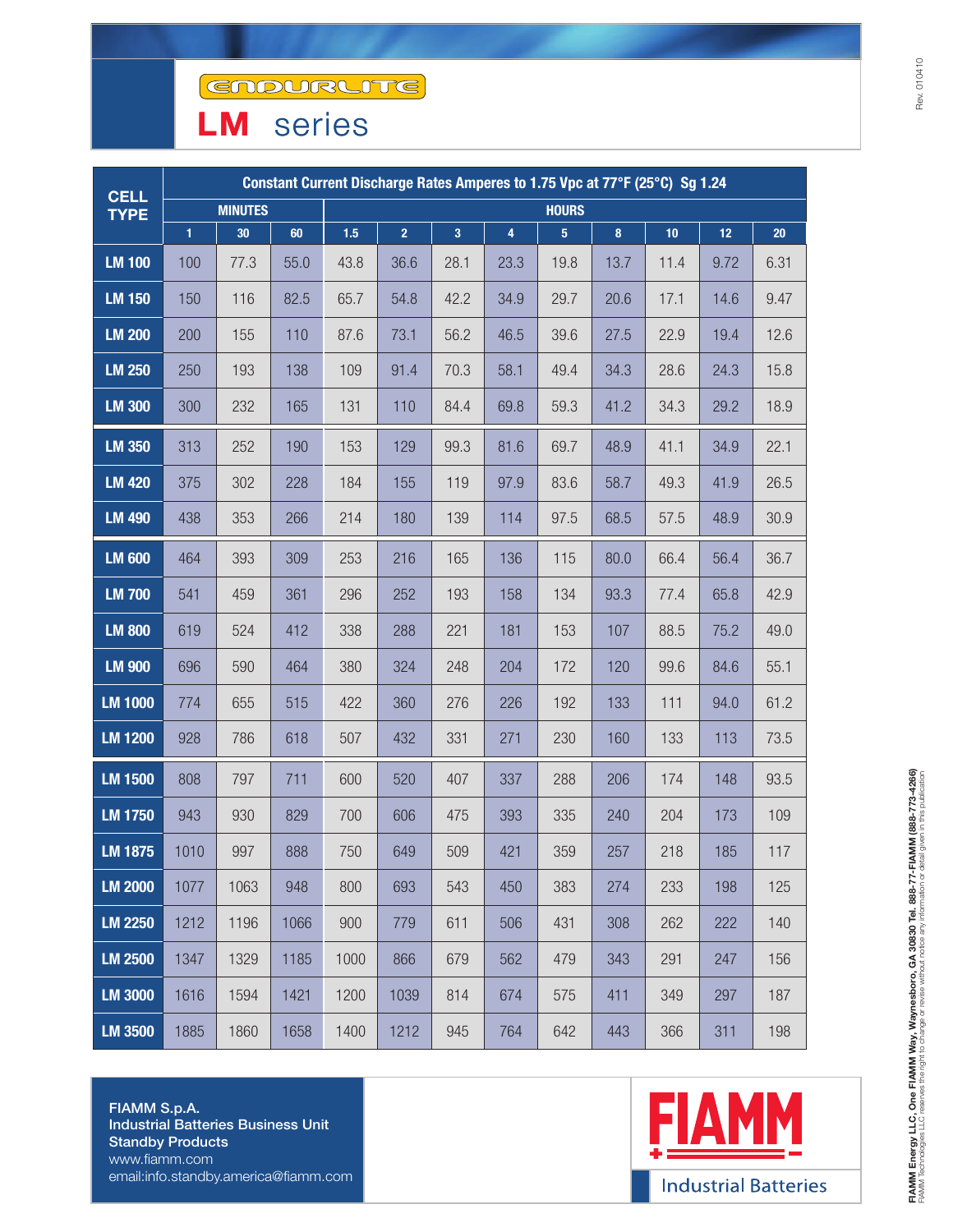ENDURLITE

# LM series

| CELL TYPE | Constant Current Discharge Rates Amperes to 1.75 Vpc at 77°F (25°C) Sg 1.24 | | | | | | | | | | | |
|---|---|---|---|---|---|---|---|---|---|---|---|---|
| | MINUTES | | | HOURS | | | | | | | | |
| | 1 | 30 | 60 | 1.5 | 2 | 3 | 4 | 5 | 8 | 10 | 12 | 20 |
| LM 100 | 100 | 77.3 | 55.0 | 43.8 | 36.6 | 28.1 | 23.3 | 19.8 | 13.7 | 11.4 | 9.72 | 6.31 |
| LM 150 | 150 | 116 | 82.5 | 65.7 | 54.8 | 42.2 | 34.9 | 29.7 | 20.6 | 17.1 | 14.6 | 9.47 |
| LM 200 | 200 | 155 | 110 | 87.6 | 73.1 | 56.2 | 46.5 | 39.6 | 27.5 | 22.9 | 19.4 | 12.6 |
| LM 250 | 250 | 193 | 138 | 109 | 91.4 | 70.3 | 58.1 | 49.4 | 34.3 | 28.6 | 24.3 | 15.8 |
| LM 300 | 300 | 232 | 165 | 131 | 110 | 84.4 | 69.8 | 59.3 | 41.2 | 34.3 | 29.2 | 18.9 |
| LM 350 | 313 | 252 | 190 | 153 | 129 | 99.3 | 81.6 | 69.7 | 48.9 | 41.1 | 34.9 | 22.1 |
| LM 420 | 375 | 302 | 228 | 184 | 155 | 119 | 97.9 | 83.6 | 58.7 | 49.3 | 41.9 | 26.5 |
| LM 490 | 438 | 353 | 266 | 214 | 180 | 139 | 114 | 97.5 | 68.5 | 57.5 | 48.9 | 30.9 |
| LM 600 | 464 | 393 | 309 | 253 | 216 | 165 | 136 | 115 | 80.0 | 66.4 | 56.4 | 36.7 |
| LM 700 | 541 | 459 | 361 | 296 | 252 | 193 | 158 | 134 | 93.3 | 77.4 | 65.8 | 42.9 |
| LM 800 | 619 | 524 | 412 | 338 | 288 | 221 | 181 | 153 | 107 | 88.5 | 75.2 | 49.0 |
| LM 900 | 696 | 590 | 464 | 380 | 324 | 248 | 204 | 172 | 120 | 99.6 | 84.6 | 55.1 |
| LM 1000 | 774 | 655 | 515 | 422 | 360 | 276 | 226 | 192 | 133 | 111 | 94.0 | 61.2 |
| LM 1200 | 928 | 786 | 618 | 507 | 432 | 331 | 271 | 230 | 160 | 133 | 113 | 73.5 |
| LM 1500 | 808 | 797 | 711 | 600 | 520 | 407 | 337 | 288 | 206 | 174 | 148 | 93.5 |
| LM 1750 | 943 | 930 | 829 | 700 | 606 | 475 | 393 | 335 | 240 | 204 | 173 | 109 |
| LM 1875 | 1010 | 997 | 888 | 750 | 649 | 509 | 421 | 359 | 257 | 218 | 185 | 117 |
| LM 2000 | 1077 | 1063 | 948 | 800 | 693 | 543 | 450 | 383 | 274 | 233 | 198 | 125 |
| LM 2250 | 1212 | 1196 | 1066 | 900 | 779 | 611 | 506 | 431 | 308 | 262 | 222 | 140 |
| LM 2500 | 1347 | 1329 | 1185 | 1000 | 866 | 679 | 562 | 479 | 343 | 291 | 247 | 156 |
| LM 3000 | 1616 | 1594 | 1421 | 1200 | 1039 | 814 | 674 | 575 | 411 | 349 | 297 | 187 |
| LM 3500 | 1885 | 1860 | 1658 | 1400 | 1212 | 945 | 764 | 642 | 443 | 366 | 311 | 198 |

FIAMM S.p.A.
Industrial Batteries Business Unit
Standby Products
www.fiamm.com
email:info.standby.america@fiamm.com

FIAMM
Industrial Batteries

Rev. 010410

FIAMM Energy LLC, One FIAMM Way, Waynesboro, GA 30830 Tel. 888-77-FIAMM (888-773-4266)
FIAMM Technologies LLC reserves the right to change or revise without notice any information or detail given in this publication